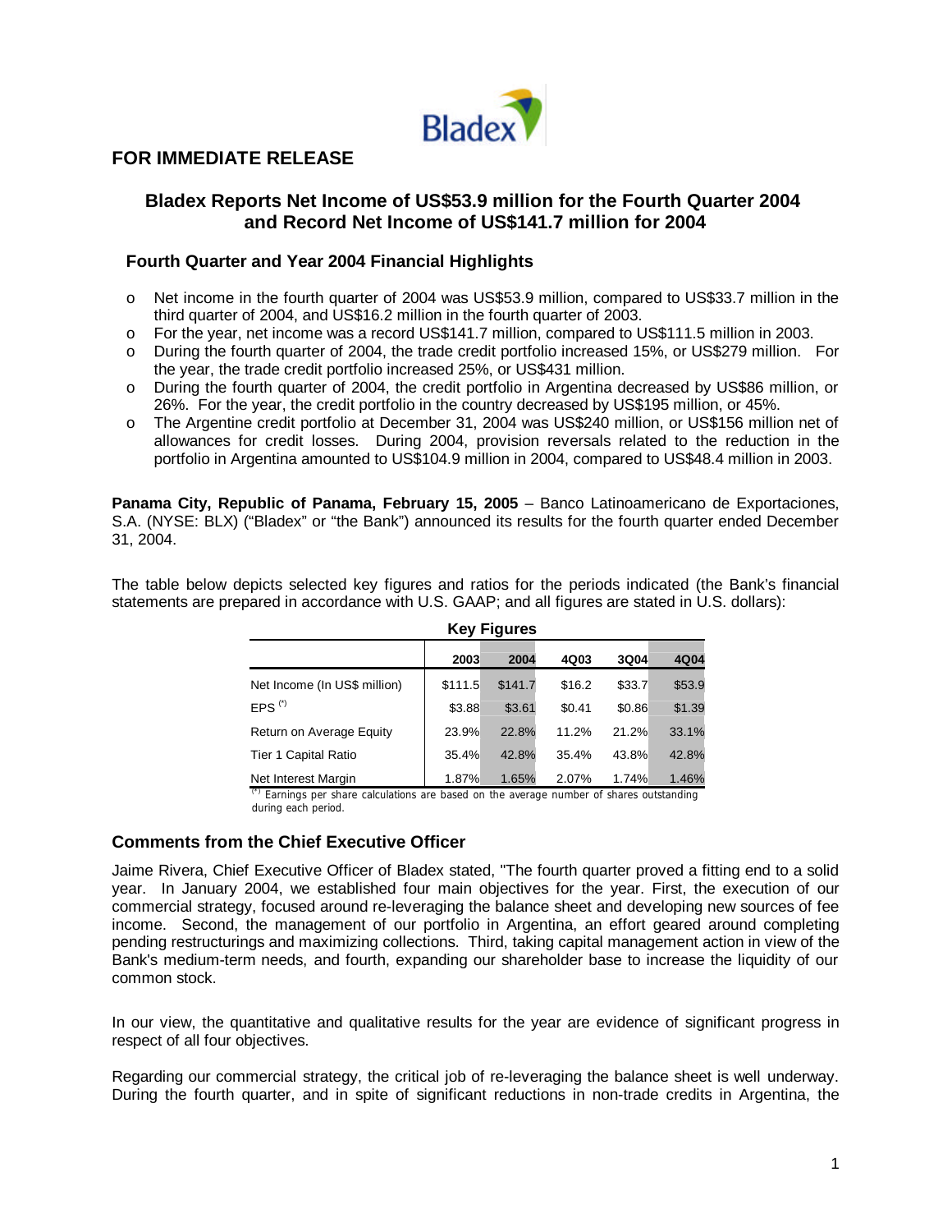## FOR IMMEDIATE RELEASE

# Bladex Reports Net Income of US$53.9 million for the Fourth Quarter 2004 and Record Net Income of US$141.7 million for 2004

### Fourth Quarter and Year 2004 Financial Highlights

- Net income in the fourth quarter of 2004 was US$53.9 million, compared to US$33.7 million in the third quarter of 2004, and US$16.2 million in the fourth quarter of 2003.
- For the year, net income was a record US$141.7 million, compared to US$111.5 million in 2003.
- During the fourth quarter of 2004, the trade credit portfolio increased 15%, or US$279 million. For the year, the trade credit portfolio increased 25%, or US$431 million.
- During the fourth quarter of 2004, the credit portfolio in Argentina decreased by US$86 million, or 26%. For the year, the credit portfolio in the country decreased by US$195 million, or 45%.
- The Argentine credit portfolio at December 31, 2004 was US$240 million, or US$156 million net of allowances for credit losses. During 2004, provision reversals related to the reduction in the portfolio in Argentina amounted to US$104.9 million in 2004, compared to US$48.4 million in 2003.

**Panama City, Republic of Panama, February 15, 2005** – Banco Latinoamericano de Exportaciones, S.A. (NYSE: BLX) ("Bladex" or "the Bank") announced its results for the fourth quarter ended December 31, 2004.

The table below depicts selected key figures and ratios for the periods indicated (the Bank's financial statements are prepared in accordance with U.S. GAAP; and all figures are stated in U.S. dollars):

**Key Figures**

| | 2003 | 2004 | 4Q03 | 3Q04 | 4Q04 |
|---|---|---|---|---|---|
| Net Income (In US$ million) | $111.5 | $141.7 | $16.2 | $33.7 | $53.9 |
| EPS (*) | $3.88 | $3.61 | $0.41 | $0.86 | $1.39 |
| Return on Average Equity | 23.9% | 22.8% | 11.2% | 21.2% | 33.1% |
| Tier 1 Capital Ratio | 35.4% | 42.8% | 35.4% | 43.8% | 42.8% |
| Net Interest Margin | 1.87% | 1.65% | 2.07% | 1.74% | 1.46% |

(*) Earnings per share calculations are based on the average number of shares outstanding during each period.

### Comments from the Chief Executive Officer

Jaime Rivera, Chief Executive Officer of Bladex stated, "The fourth quarter proved a fitting end to a solid year. In January 2004, we established four main objectives for the year. First, the execution of our commercial strategy, focused around re-leveraging the balance sheet and developing new sources of fee income. Second, the management of our portfolio in Argentina, an effort geared around completing pending restructurings and maximizing collections. Third, taking capital management action in view of the Bank's medium-term needs, and fourth, expanding our shareholder base to increase the liquidity of our common stock.

In our view, the quantitative and qualitative results for the year are evidence of significant progress in respect of all four objectives.

Regarding our commercial strategy, the critical job of re-leveraging the balance sheet is well underway. During the fourth quarter, and in spite of significant reductions in non-trade credits in Argentina, the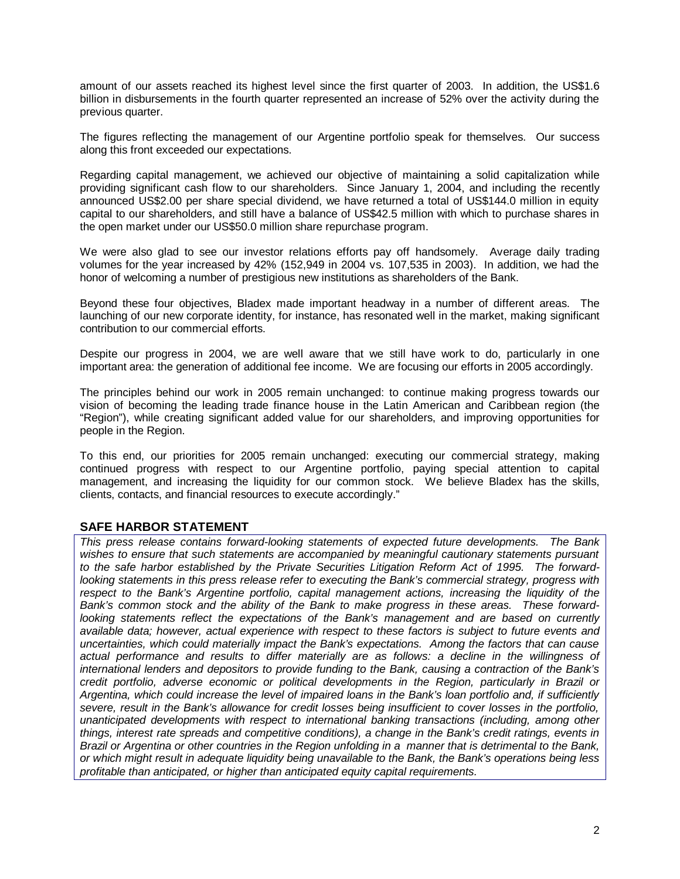amount of our assets reached its highest level since the first quarter of 2003. In addition, the US$1.6 billion in disbursements in the fourth quarter represented an increase of 52% over the activity during the previous quarter.

The figures reflecting the management of our Argentine portfolio speak for themselves. Our success along this front exceeded our expectations.

Regarding capital management, we achieved our objective of maintaining a solid capitalization while providing significant cash flow to our shareholders. Since January 1, 2004, and including the recently announced US$2.00 per share special dividend, we have returned a total of US$144.0 million in equity capital to our shareholders, and still have a balance of US$42.5 million with which to purchase shares in the open market under our US$50.0 million share repurchase program.

We were also glad to see our investor relations efforts pay off handsomely. Average daily trading volumes for the year increased by 42% (152,949 in 2004 vs. 107,535 in 2003). In addition, we had the honor of welcoming a number of prestigious new institutions as shareholders of the Bank.

Beyond these four objectives, Bladex made important headway in a number of different areas. The launching of our new corporate identity, for instance, has resonated well in the market, making significant contribution to our commercial efforts.

Despite our progress in 2004, we are well aware that we still have work to do, particularly in one important area: the generation of additional fee income. We are focusing our efforts in 2005 accordingly.

The principles behind our work in 2005 remain unchanged: to continue making progress towards our vision of becoming the leading trade finance house in the Latin American and Caribbean region (the "Region"), while creating significant added value for our shareholders, and improving opportunities for people in the Region.

To this end, our priorities for 2005 remain unchanged: executing our commercial strategy, making continued progress with respect to our Argentine portfolio, paying special attention to capital management, and increasing the liquidity for our common stock. We believe Bladex has the skills, clients, contacts, and financial resources to execute accordingly."

## SAFE HARBOR STATEMENT

*This press release contains forward-looking statements of expected future developments. The Bank wishes to ensure that such statements are accompanied by meaningful cautionary statements pursuant to the safe harbor established by the Private Securities Litigation Reform Act of 1995. The forward-looking statements in this press release refer to executing the Bank's commercial strategy, progress with respect to the Bank's Argentine portfolio, capital management actions, increasing the liquidity of the Bank's common stock and the ability of the Bank to make progress in these areas. These forward-looking statements reflect the expectations of the Bank's management and are based on currently available data; however, actual experience with respect to these factors is subject to future events and uncertainties, which could materially impact the Bank's expectations. Among the factors that can cause actual performance and results to differ materially are as follows: a decline in the willingness of international lenders and depositors to provide funding to the Bank, causing a contraction of the Bank's credit portfolio, adverse economic or political developments in the Region, particularly in Brazil or Argentina, which could increase the level of impaired loans in the Bank's loan portfolio and, if sufficiently severe, result in the Bank's allowance for credit losses being insufficient to cover losses in the portfolio, unanticipated developments with respect to international banking transactions (including, among other things, interest rate spreads and competitive conditions), a change in the Bank's credit ratings, events in Brazil or Argentina or other countries in the Region unfolding in a manner that is detrimental to the Bank, or which might result in adequate liquidity being unavailable to the Bank, the Bank's operations being less profitable than anticipated, or higher than anticipated equity capital requirements.*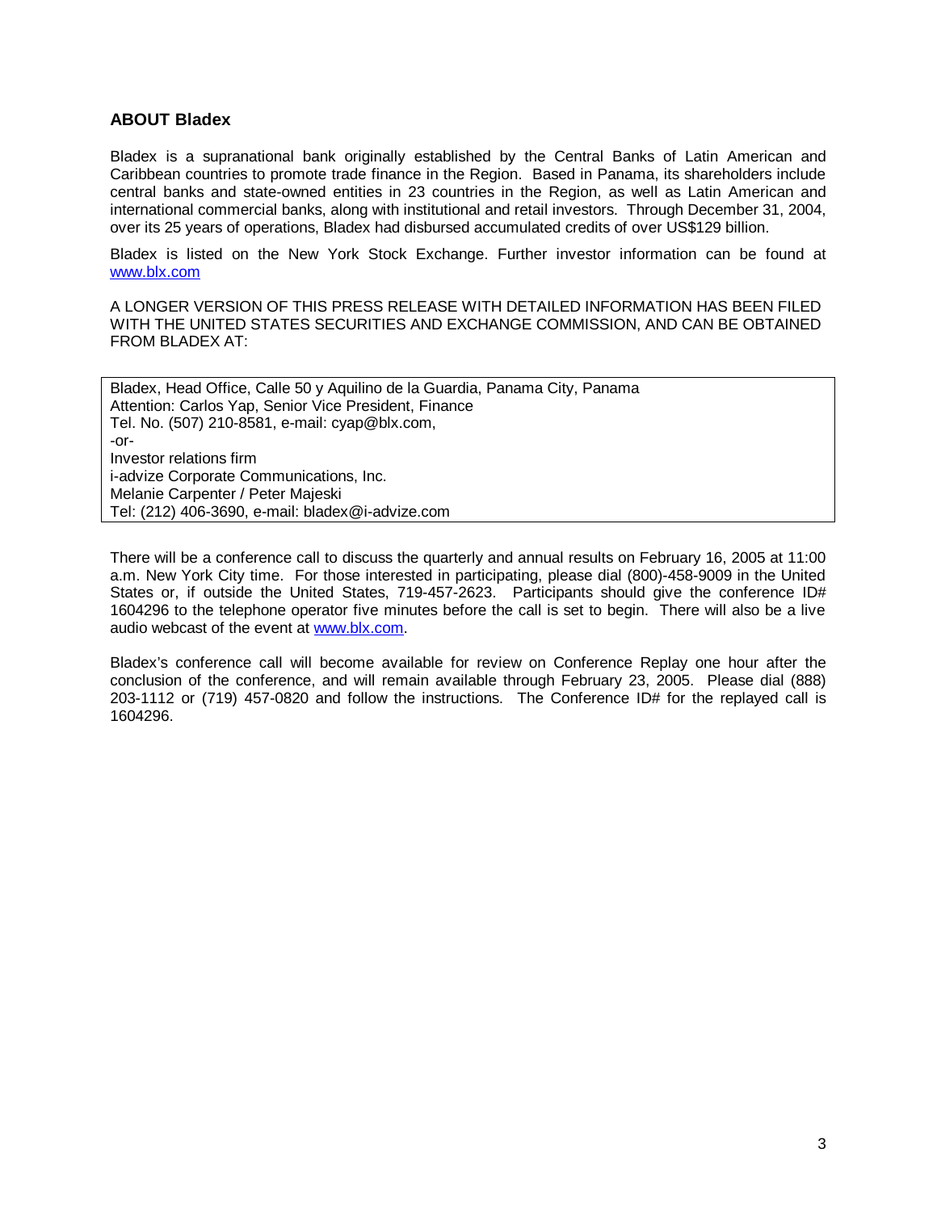## ABOUT Bladex

Bladex is a supranational bank originally established by the Central Banks of Latin American and Caribbean countries to promote trade finance in the Region. Based in Panama, its shareholders include central banks and state-owned entities in 23 countries in the Region, as well as Latin American and international commercial banks, along with institutional and retail investors. Through December 31, 2004, over its 25 years of operations, Bladex had disbursed accumulated credits of over US$129 billion.

Bladex is listed on the New York Stock Exchange. Further investor information can be found at www.blx.com

A LONGER VERSION OF THIS PRESS RELEASE WITH DETAILED INFORMATION HAS BEEN FILED WITH THE UNITED STATES SECURITIES AND EXCHANGE COMMISSION, AND CAN BE OBTAINED FROM BLADEX AT:

Bladex, Head Office, Calle 50 y Aquilino de la Guardia, Panama City, Panama
Attention: Carlos Yap, Senior Vice President, Finance
Tel. No. (507) 210-8581, e-mail: cyap@blx.com,
-or-
Investor relations firm
i-advize Corporate Communications, Inc.
Melanie Carpenter / Peter Majeski
Tel: (212) 406-3690, e-mail: bladex@i-advize.com

There will be a conference call to discuss the quarterly and annual results on February 16, 2005 at 11:00 a.m. New York City time. For those interested in participating, please dial (800)-458-9009 in the United States or, if outside the United States, 719-457-2623. Participants should give the conference ID# 1604296 to the telephone operator five minutes before the call is set to begin. There will also be a live audio webcast of the event at www.blx.com.

Bladex's conference call will become available for review on Conference Replay one hour after the conclusion of the conference, and will remain available through February 23, 2005. Please dial (888) 203-1112 or (719) 457-0820 and follow the instructions. The Conference ID# for the replayed call is 1604296.